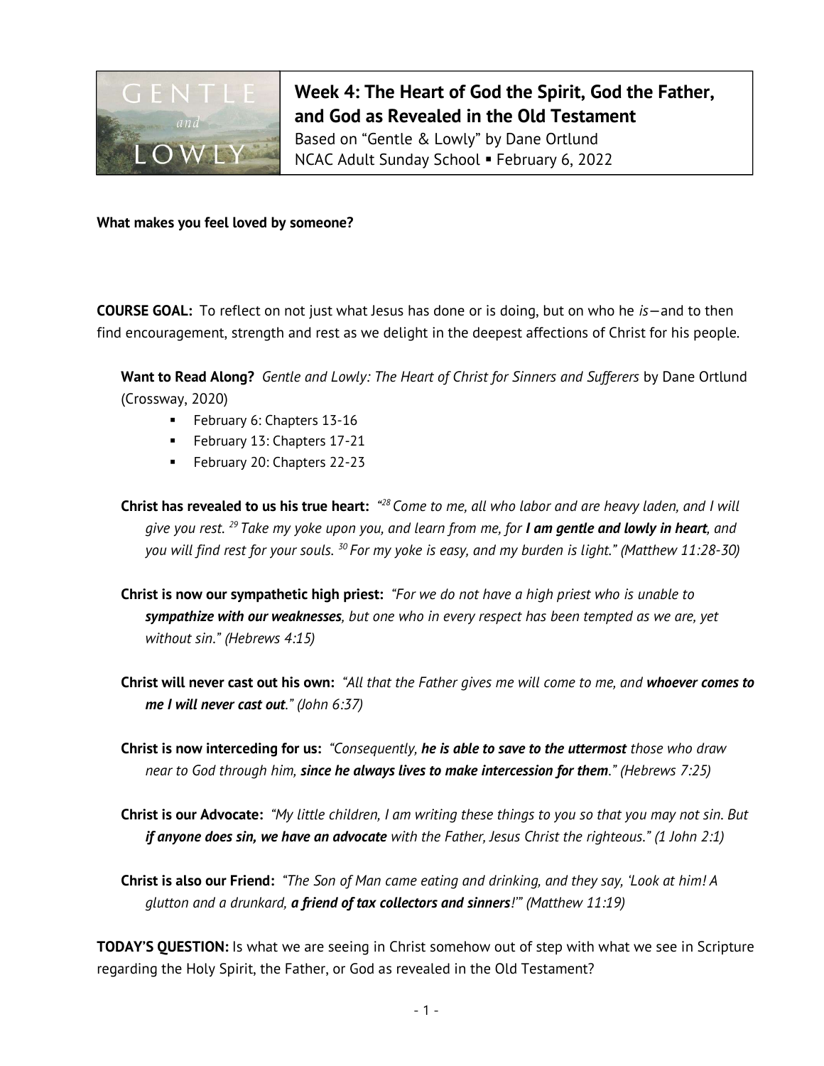# Week 4: The Heart of God the Spirit, God the Father, and God as Revealed in the Old Testament

Based on "Gentle & Lowly" by Dane Ortlund
NCAC Adult Sunday School ▪ February 6, 2022

**What makes you feel loved by someone?**

**COURSE GOAL:** To reflect on not just what Jesus has done or is doing, but on who he *is*—and to then find encouragement, strength and rest as we delight in the deepest affections of Christ for his people.

**Want to Read Along?** *Gentle and Lowly: The Heart of Christ for Sinners and Sufferers* by Dane Ortlund (Crossway, 2020)

- February 6: Chapters 13-16
- February 13: Chapters 17-21
- February 20: Chapters 22-23

**Christ has revealed to us his true heart:** *"[28] Come to me, all who labor and are heavy laden, and I will give you rest. [29] Take my yoke upon you, and learn from me, for **I am gentle and lowly in heart**, and you will find rest for your souls. [30] For my yoke is easy, and my burden is light." (Matthew 11:28-30)*

**Christ is now our sympathetic high priest:** *"For we do not have a high priest who is unable to **sympathize with our weaknesses**, but one who in every respect has been tempted as we are, yet without sin." (Hebrews 4:15)*

**Christ will never cast out his own:** *"All that the Father gives me will come to me, and **whoever comes to me I will never cast out**." (John 6:37)*

**Christ is now interceding for us:** *"Consequently, **he is able to save to the uttermost** those who draw near to God through him, **since he always lives to make intercession for them**." (Hebrews 7:25)*

**Christ is our Advocate:** *"My little children, I am writing these things to you so that you may not sin. But **if anyone does sin, we have an advocate** with the Father, Jesus Christ the righteous." (1 John 2:1)*

**Christ is also our Friend:** *"The Son of Man came eating and drinking, and they say, 'Look at him! A glutton and a drunkard, **a friend of tax collectors and sinners**!'" (Matthew 11:19)*

**TODAY'S QUESTION:** Is what we are seeing in Christ somehow out of step with what we see in Scripture regarding the Holy Spirit, the Father, or God as revealed in the Old Testament?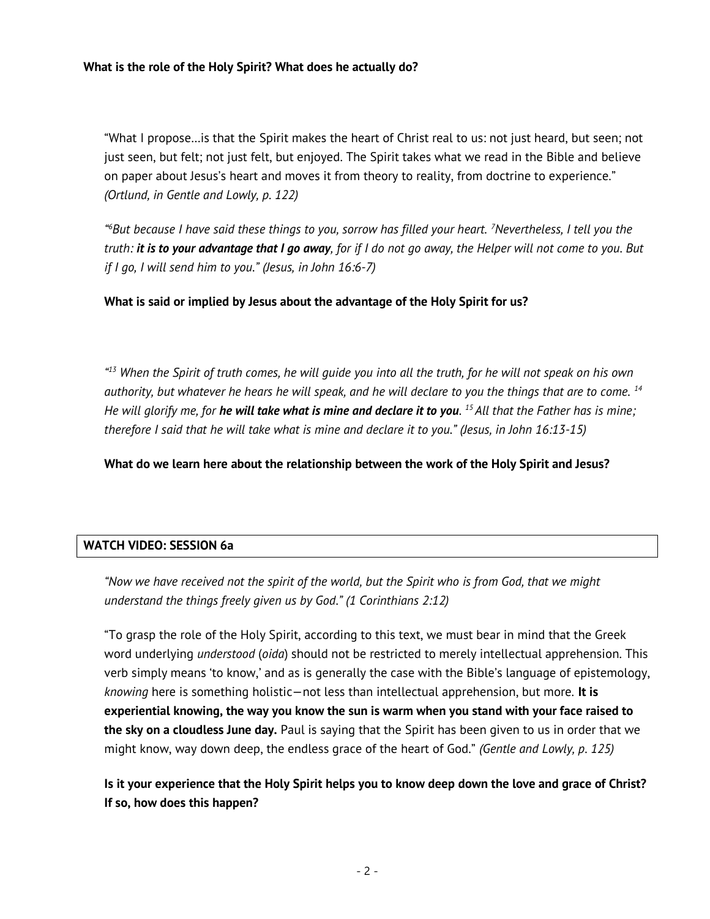**What is the role of the Holy Spirit? What does he actually do?**

"What I propose…is that the Spirit makes the heart of Christ real to us: not just heard, but seen; not just seen, but felt; not just felt, but enjoyed. The Spirit takes what we read in the Bible and believe on paper about Jesus's heart and moves it from theory to reality, from doctrine to experience." *(Ortlund, in Gentle and Lowly, p. 122)*

*"[6]But because I have said these things to you, sorrow has filled your heart. [7]Nevertheless, I tell you the truth: **it is to your advantage that I go away**, for if I do not go away, the Helper will not come to you. But if I go, I will send him to you." (Jesus, in John 16:6-7)*

**What is said or implied by Jesus about the advantage of the Holy Spirit for us?**

*"[13] When the Spirit of truth comes, he will guide you into all the truth, for he will not speak on his own authority, but whatever he hears he will speak, and he will declare to you the things that are to come. [14] He will glorify me, for **he will take what is mine and declare it to you**. [15] All that the Father has is mine; therefore I said that he will take what is mine and declare it to you." (Jesus, in John 16:13-15)*

**What do we learn here about the relationship between the work of the Holy Spirit and Jesus?**

| **WATCH VIDEO: SESSION 6a** |
| --- |

*"Now we have received not the spirit of the world, but the Spirit who is from God, that we might understand the things freely given us by God." (1 Corinthians 2:12)*

"To grasp the role of the Holy Spirit, according to this text, we must bear in mind that the Greek word underlying *understood* (*oida*) should not be restricted to merely intellectual apprehension. This verb simply means 'to know,' and as is generally the case with the Bible's language of epistemology, *knowing* here is something holistic—not less than intellectual apprehension, but more. **It is experiential knowing, the way you know the sun is warm when you stand with your face raised to the sky on a cloudless June day.** Paul is saying that the Spirit has been given to us in order that we might know, way down deep, the endless grace of the heart of God." *(Gentle and Lowly, p. 125)*

**Is it your experience that the Holy Spirit helps you to know deep down the love and grace of Christ? If so, how does this happen?**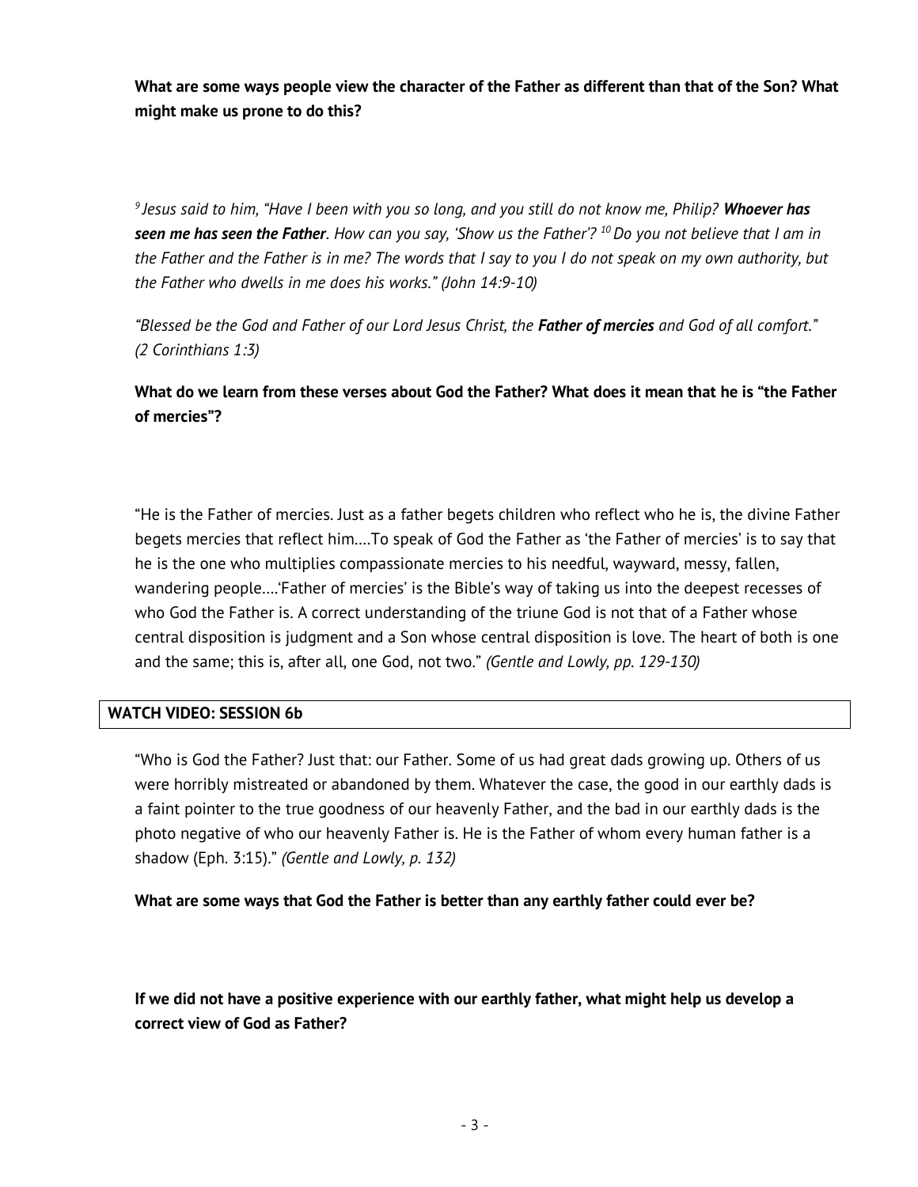**What are some ways people view the character of the Father as different than that of the Son? What might make us prone to do this?**

*[9] Jesus said to him, "Have I been with you so long, and you still do not know me, Philip? **Whoever has seen me has seen the Father**. How can you say, 'Show us the Father'? [10] Do you not believe that I am in the Father and the Father is in me? The words that I say to you I do not speak on my own authority, but the Father who dwells in me does his works." (John 14:9-10)*

*"Blessed be the God and Father of our Lord Jesus Christ, the **Father of mercies** and God of all comfort." (2 Corinthians 1:3)*

**What do we learn from these verses about God the Father? What does it mean that he is "the Father of mercies"?**

"He is the Father of mercies. Just as a father begets children who reflect who he is, the divine Father begets mercies that reflect him....To speak of God the Father as 'the Father of mercies' is to say that he is the one who multiplies compassionate mercies to his needful, wayward, messy, fallen, wandering people....'Father of mercies' is the Bible's way of taking us into the deepest recesses of who God the Father is. A correct understanding of the triune God is not that of a Father whose central disposition is judgment and a Son whose central disposition is love. The heart of both is one and the same; this is, after all, one God, not two." *(Gentle and Lowly, pp. 129-130)*

| **WATCH VIDEO: SESSION 6b** |
| --- |

"Who is God the Father? Just that: our Father. Some of us had great dads growing up. Others of us were horribly mistreated or abandoned by them. Whatever the case, the good in our earthly dads is a faint pointer to the true goodness of our heavenly Father, and the bad in our earthly dads is the photo negative of who our heavenly Father is. He is the Father of whom every human father is a shadow (Eph. 3:15)." *(Gentle and Lowly, p. 132)*

**What are some ways that God the Father is better than any earthly father could ever be?**

**If we did not have a positive experience with our earthly father, what might help us develop a correct view of God as Father?**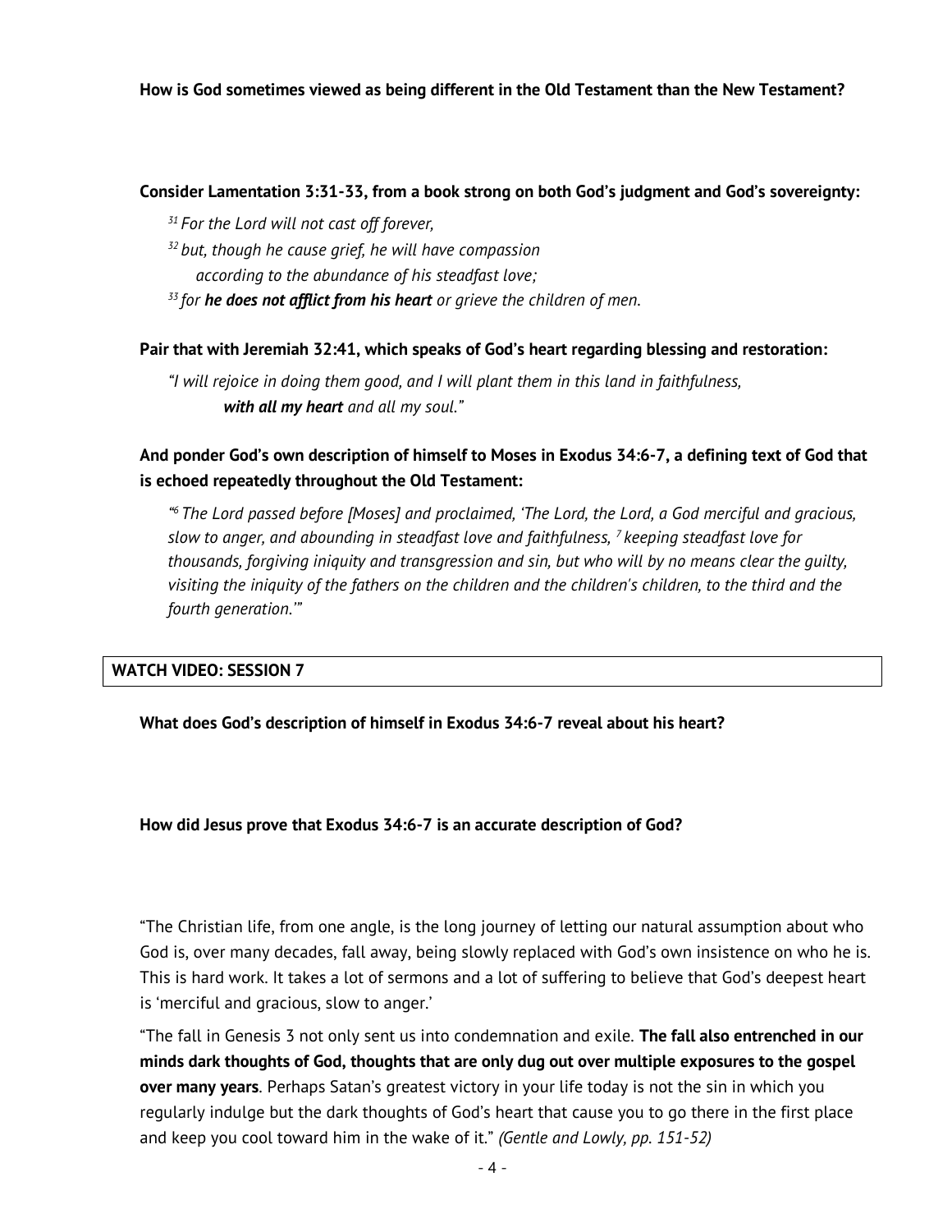**How is God sometimes viewed as being different in the Old Testament than the New Testament?**

**Consider Lamentation 3:31-33, from a book strong on both God's judgment and God's sovereignty:**

> [31] *For the Lord will not cast off forever,*
> [32] *but, though he cause grief, he will have compassion*
> *according to the abundance of his steadfast love;*
> [33] *for **he does not afflict from his heart** or grieve the children of men.*

**Pair that with Jeremiah 32:41, which speaks of God's heart regarding blessing and restoration:**

> *"I will rejoice in doing them good, and I will plant them in this land in faithfulness,*
> ***with all my heart** and all my soul."*

**And ponder God's own description of himself to Moses in Exodus 34:6-7, a defining text of God that is echoed repeatedly throughout the Old Testament:**

> *"[6] The Lord passed before [Moses] and proclaimed, 'The Lord, the Lord, a God merciful and gracious, slow to anger, and abounding in steadfast love and faithfulness, [7] keeping steadfast love for thousands, forgiving iniquity and transgression and sin, but who will by no means clear the guilty, visiting the iniquity of the fathers on the children and the children's children, to the third and the fourth generation.'"*

**WATCH VIDEO: SESSION 7**

**What does God's description of himself in Exodus 34:6-7 reveal about his heart?**

**How did Jesus prove that Exodus 34:6-7 is an accurate description of God?**

"The Christian life, from one angle, is the long journey of letting our natural assumption about who God is, over many decades, fall away, being slowly replaced with God's own insistence on who he is. This is hard work. It takes a lot of sermons and a lot of suffering to believe that God's deepest heart is 'merciful and gracious, slow to anger.'

"The fall in Genesis 3 not only sent us into condemnation and exile. **The fall also entrenched in our minds dark thoughts of God, thoughts that are only dug out over multiple exposures to the gospel over many years**. Perhaps Satan's greatest victory in your life today is not the sin in which you regularly indulge but the dark thoughts of God's heart that cause you to go there in the first place and keep you cool toward him in the wake of it." *(Gentle and Lowly, pp. 151-52)*